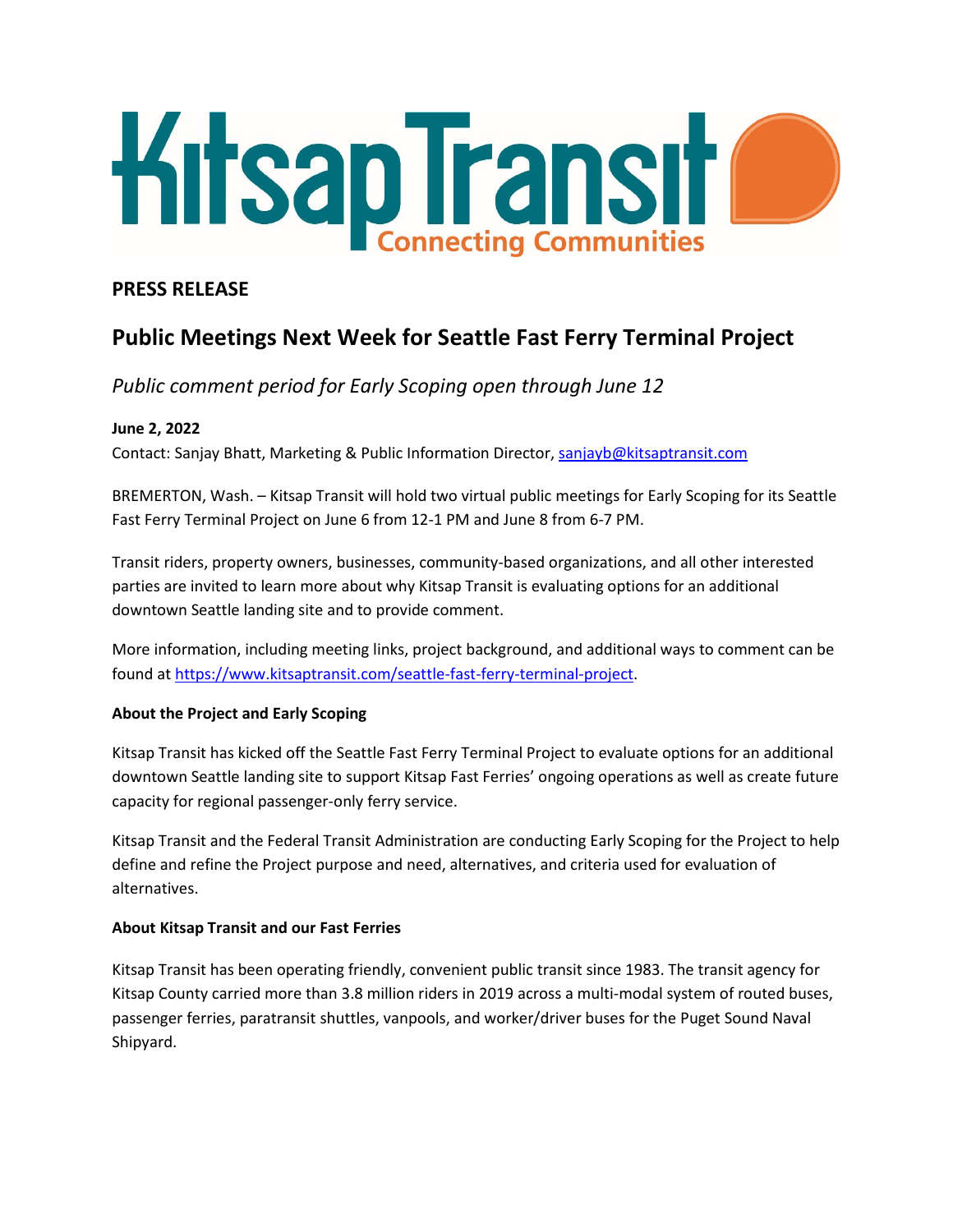Kitsap Transit
Connecting Communities

## PRESS RELEASE

# Public Meetings Next Week for Seattle Fast Ferry Terminal Project

*Public comment period for Early Scoping open through June 12*

**June 2, 2022**
Contact: Sanjay Bhatt, Marketing & Public Information Director, sanjayb@kitsaptransit.com

BREMERTON, Wash. – Kitsap Transit will hold two virtual public meetings for Early Scoping for its Seattle Fast Ferry Terminal Project on June 6 from 12-1 PM and June 8 from 6-7 PM.

Transit riders, property owners, businesses, community-based organizations, and all other interested parties are invited to learn more about why Kitsap Transit is evaluating options for an additional downtown Seattle landing site and to provide comment.

More information, including meeting links, project background, and additional ways to comment can be found at https://www.kitsaptransit.com/seattle-fast-ferry-terminal-project.

**About the Project and Early Scoping**

Kitsap Transit has kicked off the Seattle Fast Ferry Terminal Project to evaluate options for an additional downtown Seattle landing site to support Kitsap Fast Ferries' ongoing operations as well as create future capacity for regional passenger-only ferry service.

Kitsap Transit and the Federal Transit Administration are conducting Early Scoping for the Project to help define and refine the Project purpose and need, alternatives, and criteria used for evaluation of alternatives.

**About Kitsap Transit and our Fast Ferries**

Kitsap Transit has been operating friendly, convenient public transit since 1983. The transit agency for Kitsap County carried more than 3.8 million riders in 2019 across a multi-modal system of routed buses, passenger ferries, paratransit shuttles, vanpools, and worker/driver buses for the Puget Sound Naval Shipyard.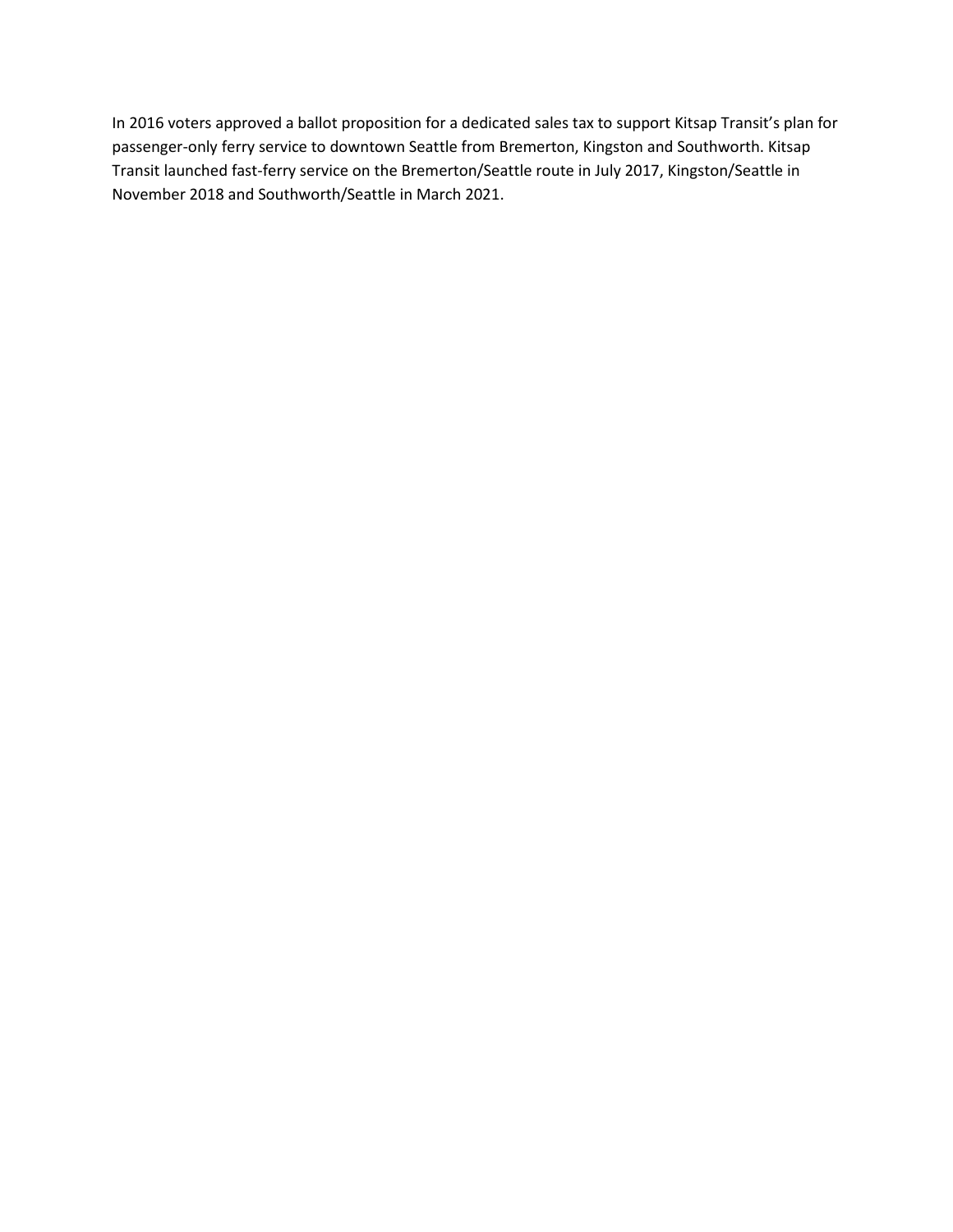In 2016 voters approved a ballot proposition for a dedicated sales tax to support Kitsap Transit's plan for passenger-only ferry service to downtown Seattle from Bremerton, Kingston and Southworth. Kitsap Transit launched fast-ferry service on the Bremerton/Seattle route in July 2017, Kingston/Seattle in November 2018 and Southworth/Seattle in March 2021.